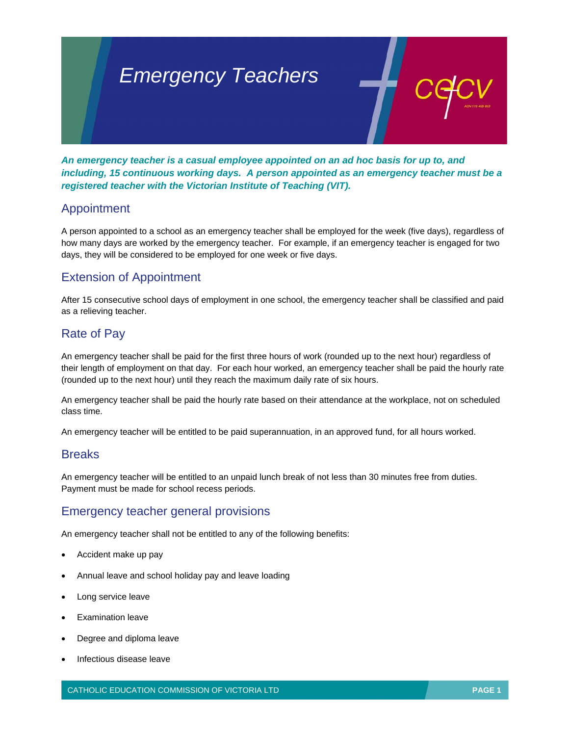# Emergency Teachers

***An emergency teacher is a casual employee appointed on an ad hoc basis for up to, and including, 15 continuous working days. A person appointed as an emergency teacher must be a registered teacher with the Victorian Institute of Teaching (VIT).***

## Appointment

A person appointed to a school as an emergency teacher shall be employed for the week (five days), regardless of how many days are worked by the emergency teacher. For example, if an emergency teacher is engaged for two days, they will be considered to be employed for one week or five days.

## Extension of Appointment

After 15 consecutive school days of employment in one school, the emergency teacher shall be classified and paid as a relieving teacher.

## Rate of Pay

An emergency teacher shall be paid for the first three hours of work (rounded up to the next hour) regardless of their length of employment on that day. For each hour worked, an emergency teacher shall be paid the hourly rate (rounded up to the next hour) until they reach the maximum daily rate of six hours.

An emergency teacher shall be paid the hourly rate based on their attendance at the workplace, not on scheduled class time.

An emergency teacher will be entitled to be paid superannuation, in an approved fund, for all hours worked.

## Breaks

An emergency teacher will be entitled to an unpaid lunch break of not less than 30 minutes free from duties. Payment must be made for school recess periods.

## Emergency teacher general provisions

An emergency teacher shall not be entitled to any of the following benefits:

- Accident make up pay
- Annual leave and school holiday pay and leave loading
- Long service leave
- Examination leave
- Degree and diploma leave
- Infectious disease leave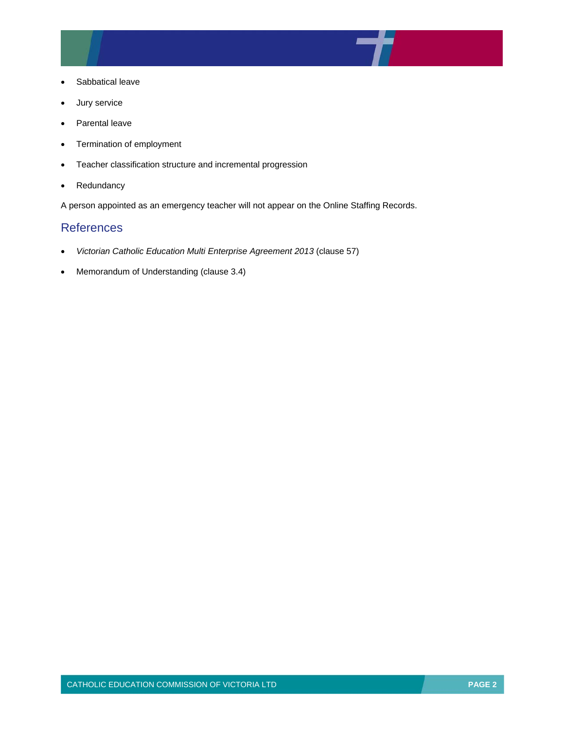- Sabbatical leave
- Jury service
- Parental leave
- Termination of employment
- Teacher classification structure and incremental progression
- Redundancy

A person appointed as an emergency teacher will not appear on the Online Staffing Records.

## References

- *Victorian Catholic Education Multi Enterprise Agreement 2013* (clause 57)
- Memorandum of Understanding (clause 3.4)